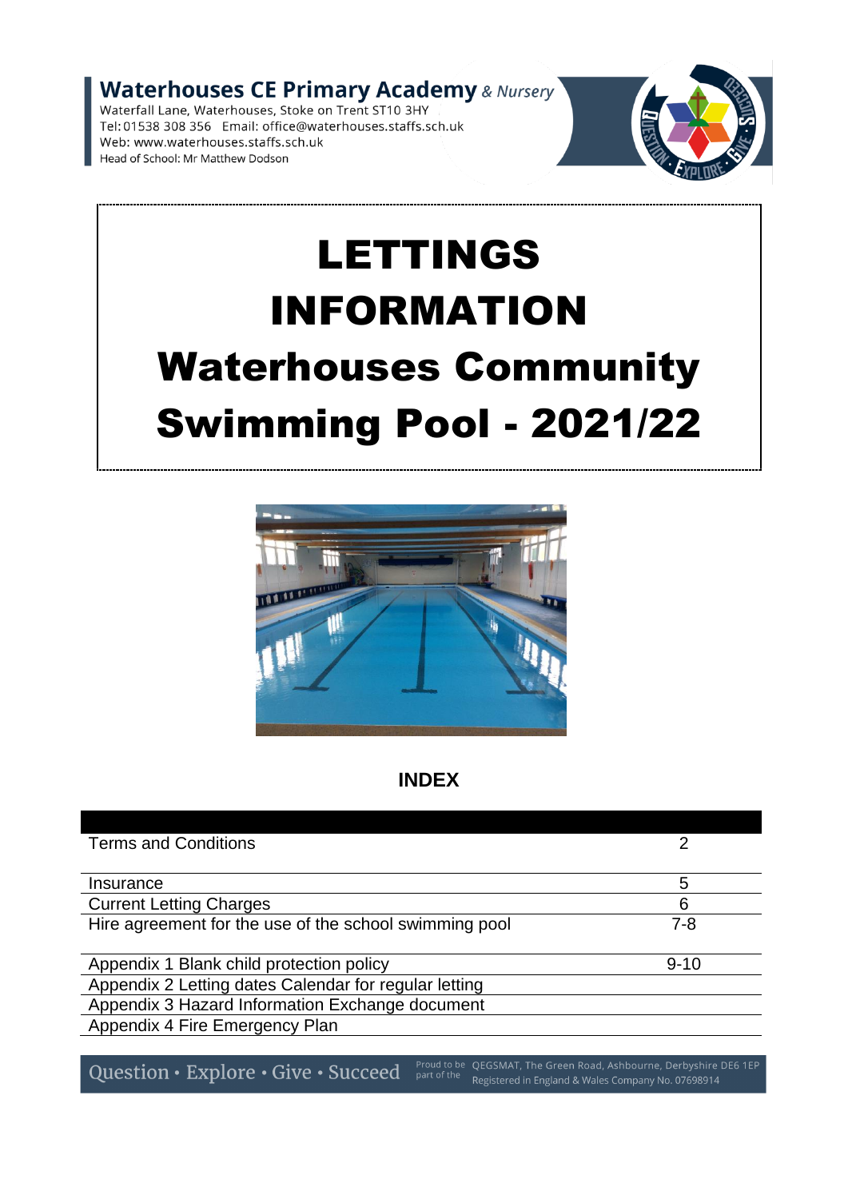**Waterhouses CE Primary Academy** *& Nursery*
Waterfall Lane, Waterhouses, Stoke on Trent ST10 3HY
Tel: 01538 308 356 Email: office@waterhouses.staffs.sch.uk
Web: www.waterhouses.staffs.sch.uk
Head of School: Mr Matthew Dodson

# LETTINGS INFORMATION

# Waterhouses Community Swimming Pool - 2021/22

## INDEX

| | |
|---|---|
| Terms and Conditions | 2 |
| Insurance | 5 |
| Current Letting Charges | 6 |
| Hire agreement for the use of the school swimming pool | 7-8 |
| Appendix 1 Blank child protection policy | 9-10 |
| Appendix 2 Letting dates Calendar for regular letting | |
| Appendix 3 Hazard Information Exchange document | |
| Appendix 4 Fire Emergency Plan | |

Question • Explore • Give • Succeed

Proud to be part of the QEGSMAT, The Green Road, Ashbourne, Derbyshire DE6 1EP
Registered in England & Wales Company No. 07698914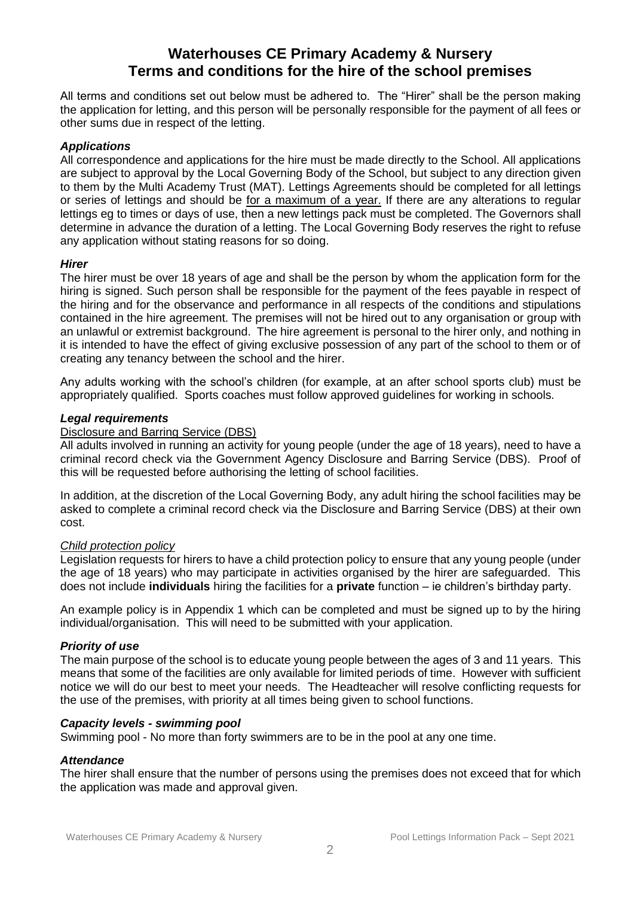# Waterhouses CE Primary Academy & Nursery
# Terms and conditions for the hire of the school premises

All terms and conditions set out below must be adhered to. The "Hirer" shall be the person making the application for letting, and this person will be personally responsible for the payment of all fees or other sums due in respect of the letting.

### *Applications*

All correspondence and applications for the hire must be made directly to the School. All applications are subject to approval by the Local Governing Body of the School, but subject to any direction given to them by the Multi Academy Trust (MAT). Lettings Agreements should be completed for all lettings or series of lettings and should be <u>for a maximum of a year.</u> If there are any alterations to regular lettings eg to times or days of use, then a new lettings pack must be completed. The Governors shall determine in advance the duration of a letting. The Local Governing Body reserves the right to refuse any application without stating reasons for so doing.

### *Hirer*

The hirer must be over 18 years of age and shall be the person by whom the application form for the hiring is signed. Such person shall be responsible for the payment of the fees payable in respect of the hiring and for the observance and performance in all respects of the conditions and stipulations contained in the hire agreement. The premises will not be hired out to any organisation or group with an unlawful or extremist background. The hire agreement is personal to the hirer only, and nothing in it is intended to have the effect of giving exclusive possession of any part of the school to them or of creating any tenancy between the school and the hirer.

Any adults working with the school's children (for example, at an after school sports club) must be appropriately qualified. Sports coaches must follow approved guidelines for working in schools.

### *Legal requirements*

<u>Disclosure and Barring Service (DBS)</u>

All adults involved in running an activity for young people (under the age of 18 years), need to have a criminal record check via the Government Agency Disclosure and Barring Service (DBS). Proof of this will be requested before authorising the letting of school facilities.

In addition, at the discretion of the Local Governing Body, any adult hiring the school facilities may be asked to complete a criminal record check via the Disclosure and Barring Service (DBS) at their own cost.

<u>*Child protection policy*</u>

Legislation requests for hirers to have a child protection policy to ensure that any young people (under the age of 18 years) who may participate in activities organised by the hirer are safeguarded. This does not include **individuals** hiring the facilities for a **private** function – ie children's birthday party.

An example policy is in Appendix 1 which can be completed and must be signed up to by the hiring individual/organisation. This will need to be submitted with your application.

### *Priority of use*

The main purpose of the school is to educate young people between the ages of 3 and 11 years. This means that some of the facilities are only available for limited periods of time. However with sufficient notice we will do our best to meet your needs. The Headteacher will resolve conflicting requests for the use of the premises, with priority at all times being given to school functions.

### *Capacity levels - swimming pool*

Swimming pool - No more than forty swimmers are to be in the pool at any one time.

### *Attendance*

The hirer shall ensure that the number of persons using the premises does not exceed that for which the application was made and approval given.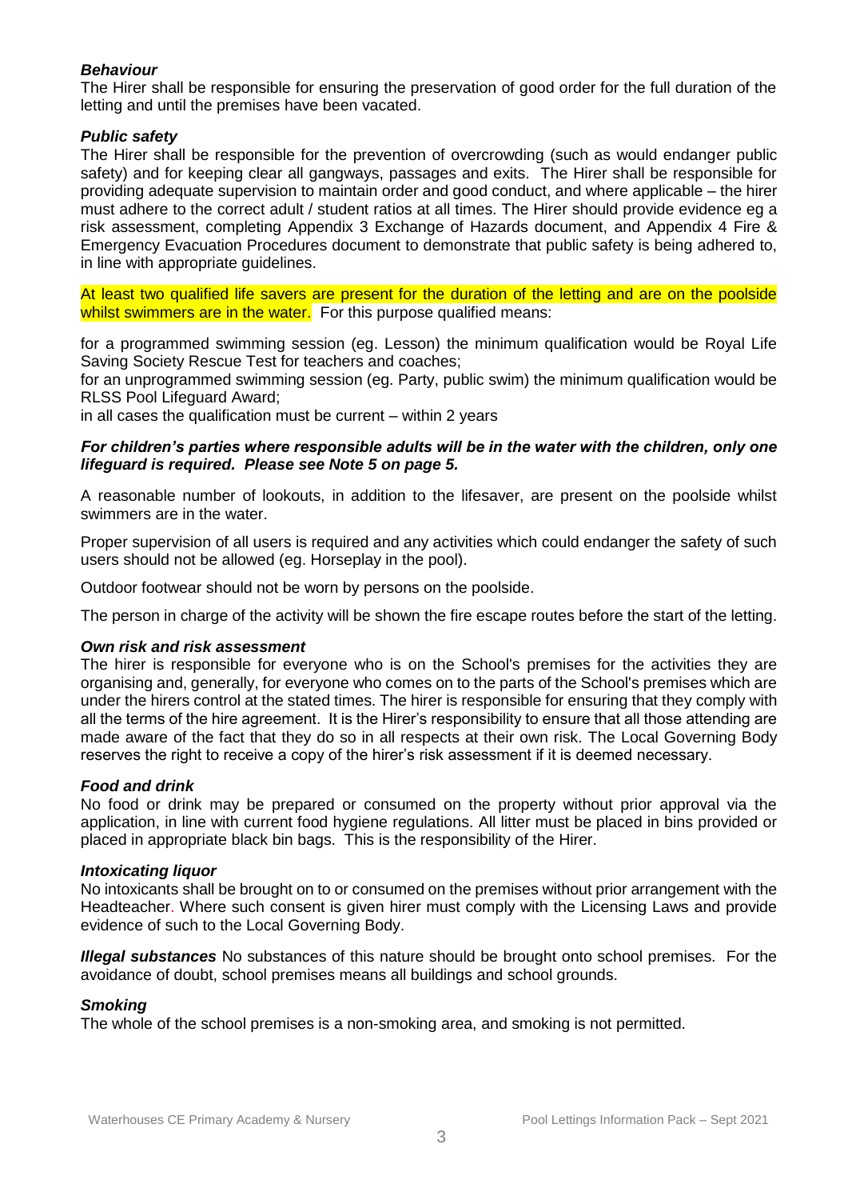***Behaviour***
The Hirer shall be responsible for ensuring the preservation of good order for the full duration of the letting and until the premises have been vacated.

***Public safety***
The Hirer shall be responsible for the prevention of overcrowding (such as would endanger public safety) and for keeping clear all gangways, passages and exits. The Hirer shall be responsible for providing adequate supervision to maintain order and good conduct, and where applicable – the hirer must adhere to the correct adult / student ratios at all times. The Hirer should provide evidence eg a risk assessment, completing Appendix 3 Exchange of Hazards document, and Appendix 4 Fire & Emergency Evacuation Procedures document to demonstrate that public safety is being adhered to, in line with appropriate guidelines.

At least two qualified life savers are present for the duration of the letting and are on the poolside whilst swimmers are in the water. For this purpose qualified means:

for a programmed swimming session (eg. Lesson) the minimum qualification would be Royal Life Saving Society Rescue Test for teachers and coaches;

for an unprogrammed swimming session (eg. Party, public swim) the minimum qualification would be RLSS Pool Lifeguard Award;

in all cases the qualification must be current – within 2 years

***For children's parties where responsible adults will be in the water with the children, only one lifeguard is required. Please see Note 5 on page 5.***

A reasonable number of lookouts, in addition to the lifesaver, are present on the poolside whilst swimmers are in the water.

Proper supervision of all users is required and any activities which could endanger the safety of such users should not be allowed (eg. Horseplay in the pool).

Outdoor footwear should not be worn by persons on the poolside.

The person in charge of the activity will be shown the fire escape routes before the start of the letting.

***Own risk and risk assessment***
The hirer is responsible for everyone who is on the School's premises for the activities they are organising and, generally, for everyone who comes on to the parts of the School's premises which are under the hirers control at the stated times. The hirer is responsible for ensuring that they comply with all the terms of the hire agreement. It is the Hirer's responsibility to ensure that all those attending are made aware of the fact that they do so in all respects at their own risk. The Local Governing Body reserves the right to receive a copy of the hirer's risk assessment if it is deemed necessary.

***Food and drink***
No food or drink may be prepared or consumed on the property without prior approval via the application, in line with current food hygiene regulations. All litter must be placed in bins provided or placed in appropriate black bin bags. This is the responsibility of the Hirer.

***Intoxicating liquor***
No intoxicants shall be brought on to or consumed on the premises without prior arrangement with the Headteacher. Where such consent is given hirer must comply with the Licensing Laws and provide evidence of such to the Local Governing Body.

***Illegal substances*** No substances of this nature should be brought onto school premises. For the avoidance of doubt, school premises means all buildings and school grounds.

***Smoking***
The whole of the school premises is a non-smoking area, and smoking is not permitted.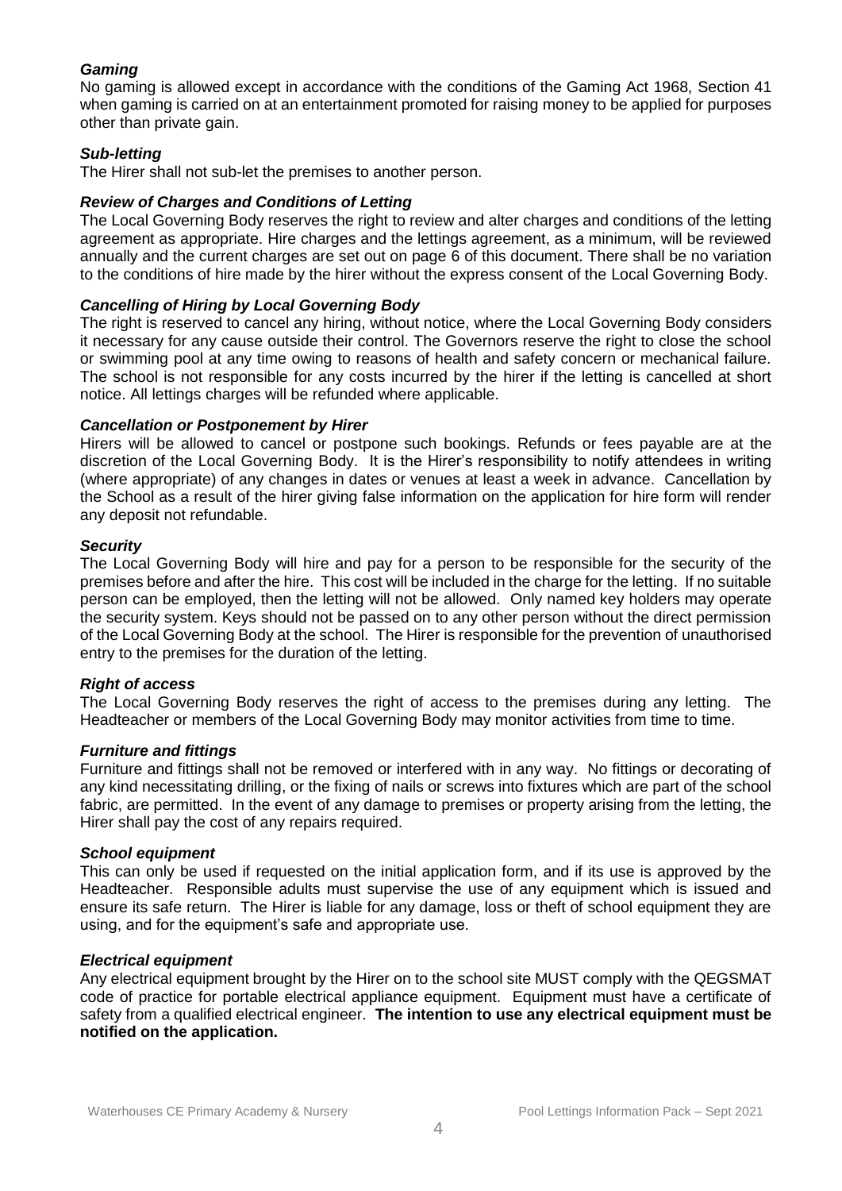### *Gaming*

No gaming is allowed except in accordance with the conditions of the Gaming Act 1968, Section 41 when gaming is carried on at an entertainment promoted for raising money to be applied for purposes other than private gain.

### *Sub-letting*

The Hirer shall not sub-let the premises to another person.

### *Review of Charges and Conditions of Letting*

The Local Governing Body reserves the right to review and alter charges and conditions of the letting agreement as appropriate. Hire charges and the lettings agreement, as a minimum, will be reviewed annually and the current charges are set out on page 6 of this document. There shall be no variation to the conditions of hire made by the hirer without the express consent of the Local Governing Body.

### *Cancelling of Hiring by Local Governing Body*

The right is reserved to cancel any hiring, without notice, where the Local Governing Body considers it necessary for any cause outside their control. The Governors reserve the right to close the school or swimming pool at any time owing to reasons of health and safety concern or mechanical failure. The school is not responsible for any costs incurred by the hirer if the letting is cancelled at short notice. All lettings charges will be refunded where applicable.

### *Cancellation or Postponement by Hirer*

Hirers will be allowed to cancel or postpone such bookings. Refunds or fees payable are at the discretion of the Local Governing Body. It is the Hirer's responsibility to notify attendees in writing (where appropriate) of any changes in dates or venues at least a week in advance. Cancellation by the School as a result of the hirer giving false information on the application for hire form will render any deposit not refundable.

### *Security*

The Local Governing Body will hire and pay for a person to be responsible for the security of the premises before and after the hire. This cost will be included in the charge for the letting. If no suitable person can be employed, then the letting will not be allowed. Only named key holders may operate the security system. Keys should not be passed on to any other person without the direct permission of the Local Governing Body at the school. The Hirer is responsible for the prevention of unauthorised entry to the premises for the duration of the letting.

### *Right of access*

The Local Governing Body reserves the right of access to the premises during any letting. The Headteacher or members of the Local Governing Body may monitor activities from time to time.

### *Furniture and fittings*

Furniture and fittings shall not be removed or interfered with in any way. No fittings or decorating of any kind necessitating drilling, or the fixing of nails or screws into fixtures which are part of the school fabric, are permitted. In the event of any damage to premises or property arising from the letting, the Hirer shall pay the cost of any repairs required.

### *School equipment*

This can only be used if requested on the initial application form, and if its use is approved by the Headteacher. Responsible adults must supervise the use of any equipment which is issued and ensure its safe return. The Hirer is liable for any damage, loss or theft of school equipment they are using, and for the equipment's safe and appropriate use.

### *Electrical equipment*

Any electrical equipment brought by the Hirer on to the school site MUST comply with the QEGSMAT code of practice for portable electrical appliance equipment. Equipment must have a certificate of safety from a qualified electrical engineer. **The intention to use any electrical equipment must be notified on the application.**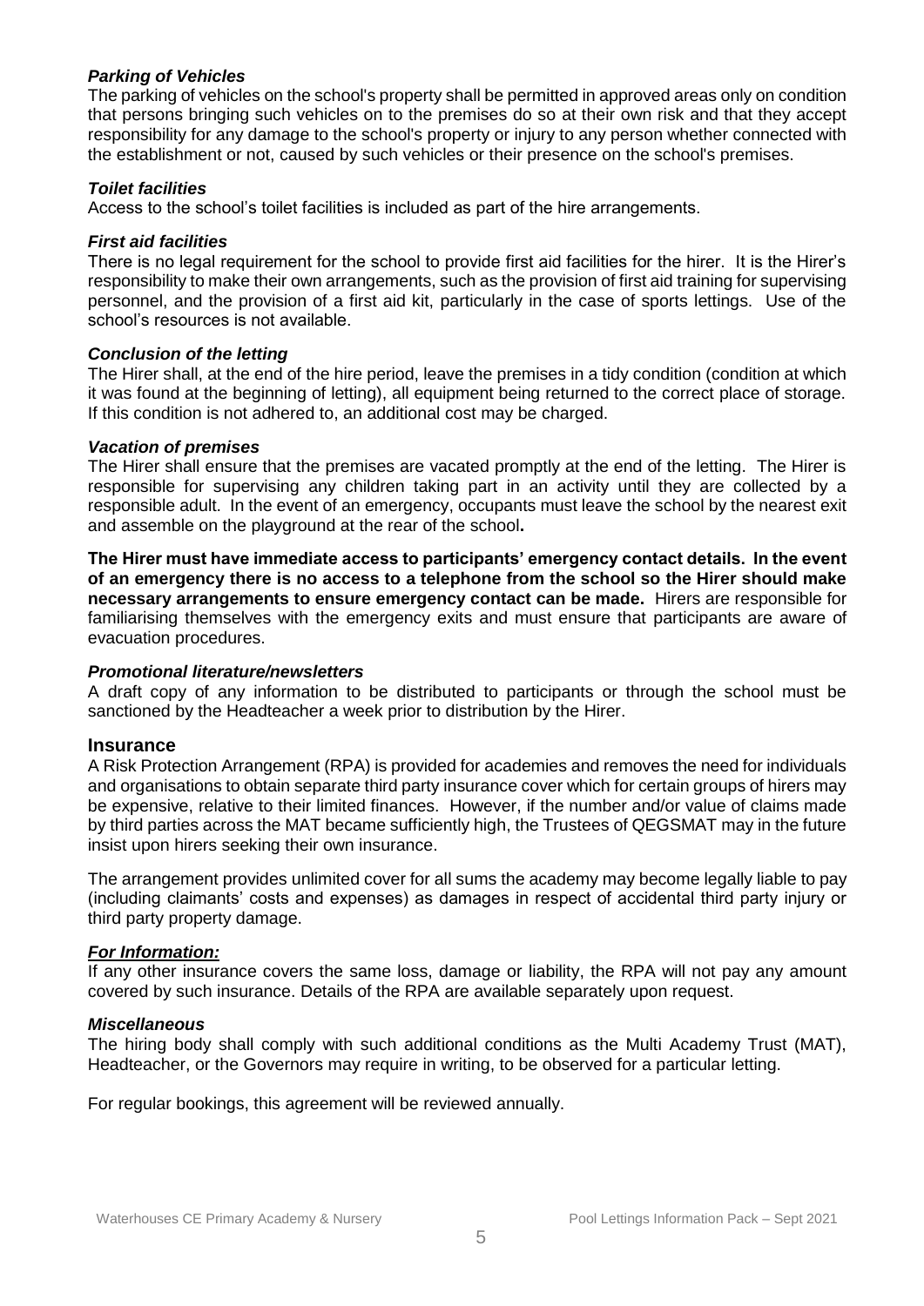### *Parking of Vehicles*

The parking of vehicles on the school's property shall be permitted in approved areas only on condition that persons bringing such vehicles on to the premises do so at their own risk and that they accept responsibility for any damage to the school's property or injury to any person whether connected with the establishment or not, caused by such vehicles or their presence on the school's premises.

### *Toilet facilities*

Access to the school's toilet facilities is included as part of the hire arrangements.

### *First aid facilities*

There is no legal requirement for the school to provide first aid facilities for the hirer. It is the Hirer's responsibility to make their own arrangements, such as the provision of first aid training for supervising personnel, and the provision of a first aid kit, particularly in the case of sports lettings. Use of the school's resources is not available.

### *Conclusion of the letting*

The Hirer shall, at the end of the hire period, leave the premises in a tidy condition (condition at which it was found at the beginning of letting), all equipment being returned to the correct place of storage. If this condition is not adhered to, an additional cost may be charged.

### *Vacation of premises*

The Hirer shall ensure that the premises are vacated promptly at the end of the letting. The Hirer is responsible for supervising any children taking part in an activity until they are collected by a responsible adult. In the event of an emergency, occupants must leave the school by the nearest exit and assemble on the playground at the rear of the school**.**

**The Hirer must have immediate access to participants' emergency contact details. In the event of an emergency there is no access to a telephone from the school so the Hirer should make necessary arrangements to ensure emergency contact can be made.** Hirers are responsible for familiarising themselves with the emergency exits and must ensure that participants are aware of evacuation procedures.

### *Promotional literature/newsletters*

A draft copy of any information to be distributed to participants or through the school must be sanctioned by the Headteacher a week prior to distribution by the Hirer.

## Insurance

A Risk Protection Arrangement (RPA) is provided for academies and removes the need for individuals and organisations to obtain separate third party insurance cover which for certain groups of hirers may be expensive, relative to their limited finances. However, if the number and/or value of claims made by third parties across the MAT became sufficiently high, the Trustees of QEGSMAT may in the future insist upon hirers seeking their own insurance.

The arrangement provides unlimited cover for all sums the academy may become legally liable to pay (including claimants' costs and expenses) as damages in respect of accidental third party injury or third party property damage.

### ***For Information:***

If any other insurance covers the same loss, damage or liability, the RPA will not pay any amount covered by such insurance. Details of the RPA are available separately upon request.

### *Miscellaneous*

The hiring body shall comply with such additional conditions as the Multi Academy Trust (MAT), Headteacher, or the Governors may require in writing, to be observed for a particular letting.

For regular bookings, this agreement will be reviewed annually.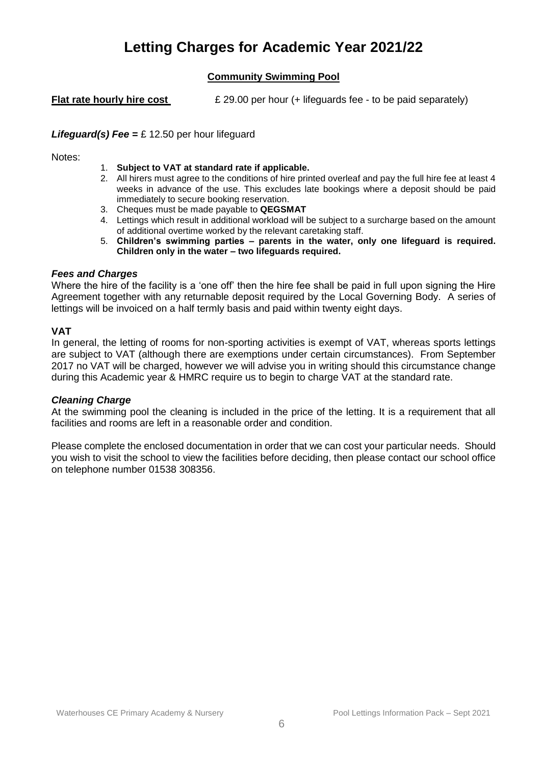# Letting Charges for Academic Year 2021/22

## Community Swimming Pool

**Flat rate hourly hire cost** £ 29.00 per hour (+ lifeguards fee - to be paid separately)

***Lifeguard(s) Fee =*** £ 12.50 per hour lifeguard

Notes:

1. **Subject to VAT at standard rate if applicable.**
2. All hirers must agree to the conditions of hire printed overleaf and pay the full hire fee at least 4 weeks in advance of the use. This excludes late bookings where a deposit should be paid immediately to secure booking reservation.
3. Cheques must be made payable to **QEGSMAT**
4. Lettings which result in additional workload will be subject to a surcharge based on the amount of additional overtime worked by the relevant caretaking staff.
5. **Children's swimming parties – parents in the water, only one lifeguard is required. Children only in the water – two lifeguards required.**

### *Fees and Charges*

Where the hire of the facility is a 'one off' then the hire fee shall be paid in full upon signing the Hire Agreement together with any returnable deposit required by the Local Governing Body. A series of lettings will be invoiced on a half termly basis and paid within twenty eight days.

### VAT

In general, the letting of rooms for non-sporting activities is exempt of VAT, whereas sports lettings are subject to VAT (although there are exemptions under certain circumstances). From September 2017 no VAT will be charged, however we will advise you in writing should this circumstance change during this Academic year & HMRC require us to begin to charge VAT at the standard rate.

### *Cleaning Charge*

At the swimming pool the cleaning is included in the price of the letting. It is a requirement that all facilities and rooms are left in a reasonable order and condition.

Please complete the enclosed documentation in order that we can cost your particular needs. Should you wish to visit the school to view the facilities before deciding, then please contact our school office on telephone number 01538 308356.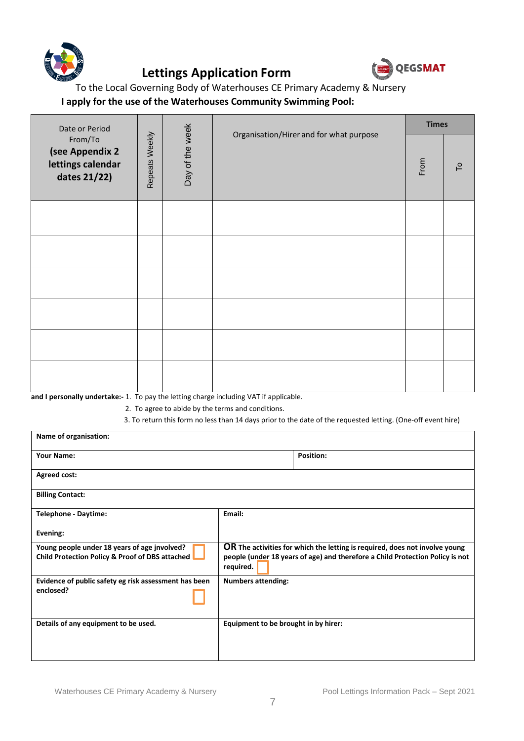# Lettings Application Form

To the Local Governing Body of Waterhouses CE Primary Academy & Nursery

**I apply for the use of the Waterhouses Community Swimming Pool:**

| Date or Period From/To **(see Appendix 2 lettings calendar dates 21/22)** | Repeats Weekly | Day of the week | Organisation/Hirer and for what purpose | **Times** | |
|---|---|---|---|---|---|
| | | | | From | To |
| | | | | | |
| | | | | | |
| | | | | | |
| | | | | | |
| | | | | | |
| | | | | | |

**and I personally undertake:-**

1. To pay the letting charge including VAT if applicable.
2. To agree to abide by the terms and conditions.
3. To return this form no less than 14 days prior to the date of the requested letting. (One-off event hire)

| | |
|---|---|
| **Name of organisation:** | |
| **Your Name:** | **Position:** |
| **Agreed cost:** | |
| **Billing Contact:** | |
| **Telephone - Daytime:** <br> **Evening:** | **Email:** |
| **Young people under 18 years of age involved? Child Protection Policy & Proof of DBS attached** ☐ | **OR The activities for which the letting is required, does not involve young people (under 18 years of age) and therefore a Child Protection Policy is not required.** ☐ |
| **Evidence of public safety eg risk assessment has been enclosed?** ☐ | **Numbers attending:** |
| **Details of any equipment to be used.** | **Equipment to be brought in by hirer:** |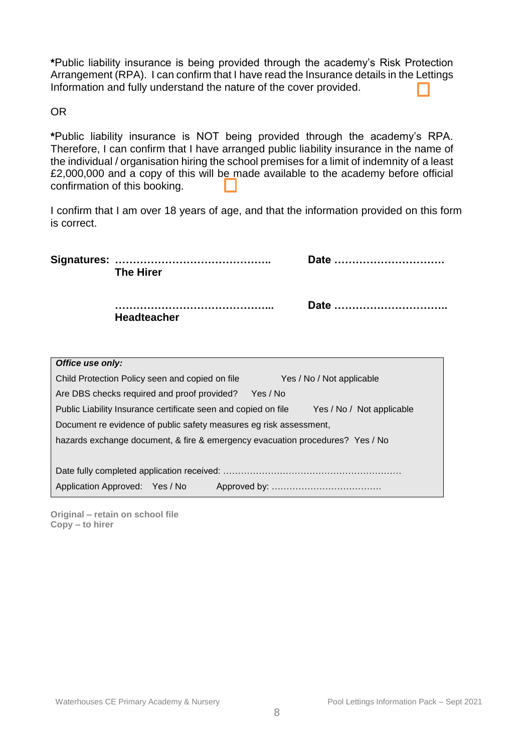**\***Public liability insurance is being provided through the academy's Risk Protection Arrangement (RPA). I can confirm that I have read the Insurance details in the Lettings Information and fully understand the nature of the cover provided. ☐

OR

**\***Public liability insurance is NOT being provided through the academy's RPA. Therefore, I can confirm that I have arranged public liability insurance in the name of the individual / organisation hiring the school premises for a limit of indemnity of a least £2,000,000 and a copy of this will be made available to the academy before official confirmation of this booking. ☐

I confirm that I am over 18 years of age, and that the information provided on this form is correct.

**Signatures:** ……………………………………..  **Date** ………………………….
**The Hirer**

……………………………………...  **Date** …………………………..
**Headteacher**

| ***Office use only:*** |
|---|
| Child Protection Policy seen and copied on file    Yes / No / Not applicable |
| Are DBS checks required and proof provided?    Yes / No |
| Public Liability Insurance certificate seen and copied on file    Yes / No / Not applicable |
| Document re evidence of public safety measures eg risk assessment, hazards exchange document, & fire & emergency evacuation procedures?  Yes / No |
| Date fully completed application received: ………………………………………………… |
| Application Approved:  Yes / No    Approved by: ……………………………… |

**Original – retain on school file**
**Copy – to hirer**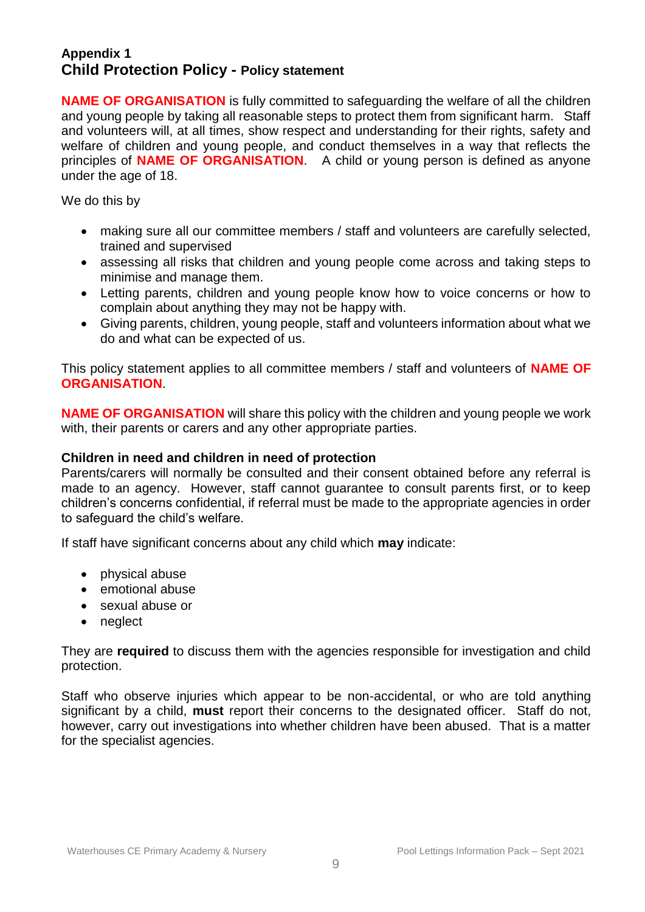**Appendix 1**

# Child Protection Policy - Policy statement

**NAME OF ORGANISATION** is fully committed to safeguarding the welfare of all the children and young people by taking all reasonable steps to protect them from significant harm. Staff and volunteers will, at all times, show respect and understanding for their rights, safety and welfare of children and young people, and conduct themselves in a way that reflects the principles of **NAME OF ORGANISATION**. A child or young person is defined as anyone under the age of 18.

We do this by

- making sure all our committee members / staff and volunteers are carefully selected, trained and supervised
- assessing all risks that children and young people come across and taking steps to minimise and manage them.
- Letting parents, children and young people know how to voice concerns or how to complain about anything they may not be happy with.
- Giving parents, children, young people, staff and volunteers information about what we do and what can be expected of us.

This policy statement applies to all committee members / staff and volunteers of **NAME OF ORGANISATION**.

**NAME OF ORGANISATION** will share this policy with the children and young people we work with, their parents or carers and any other appropriate parties.

### Children in need and children in need of protection

Parents/carers will normally be consulted and their consent obtained before any referral is made to an agency. However, staff cannot guarantee to consult parents first, or to keep children's concerns confidential, if referral must be made to the appropriate agencies in order to safeguard the child's welfare.

If staff have significant concerns about any child which **may** indicate:

- physical abuse
- emotional abuse
- sexual abuse or
- neglect

They are **required** to discuss them with the agencies responsible for investigation and child protection.

Staff who observe injuries which appear to be non-accidental, or who are told anything significant by a child, **must** report their concerns to the designated officer. Staff do not, however, carry out investigations into whether children have been abused. That is a matter for the specialist agencies.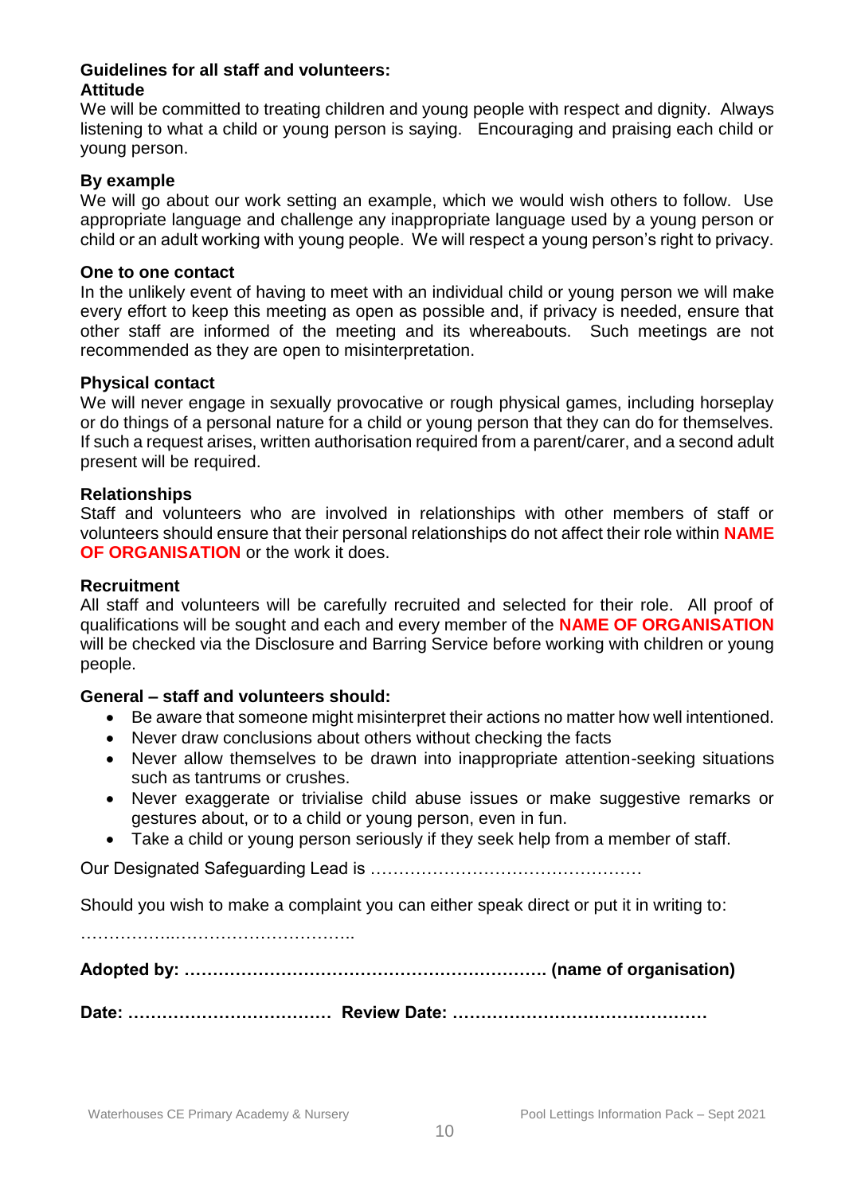**Guidelines for all staff and volunteers:**

**Attitude**

We will be committed to treating children and young people with respect and dignity. Always listening to what a child or young person is saying. Encouraging and praising each child or young person.

**By example**

We will go about our work setting an example, which we would wish others to follow. Use appropriate language and challenge any inappropriate language used by a young person or child or an adult working with young people. We will respect a young person's right to privacy.

**One to one contact**

In the unlikely event of having to meet with an individual child or young person we will make every effort to keep this meeting as open as possible and, if privacy is needed, ensure that other staff are informed of the meeting and its whereabouts. Such meetings are not recommended as they are open to misinterpretation.

**Physical contact**

We will never engage in sexually provocative or rough physical games, including horseplay or do things of a personal nature for a child or young person that they can do for themselves. If such a request arises, written authorisation required from a parent/carer, and a second adult present will be required.

**Relationships**

Staff and volunteers who are involved in relationships with other members of staff or volunteers should ensure that their personal relationships do not affect their role within **NAME OF ORGANISATION** or the work it does.

**Recruitment**

All staff and volunteers will be carefully recruited and selected for their role. All proof of qualifications will be sought and each and every member of the **NAME OF ORGANISATION** will be checked via the Disclosure and Barring Service before working with children or young people.

**General – staff and volunteers should:**

- Be aware that someone might misinterpret their actions no matter how well intentioned.
- Never draw conclusions about others without checking the facts
- Never allow themselves to be drawn into inappropriate attention-seeking situations such as tantrums or crushes.
- Never exaggerate or trivialise child abuse issues or make suggestive remarks or gestures about, or to a child or young person, even in fun.
- Take a child or young person seriously if they seek help from a member of staff.

Our Designated Safeguarding Lead is …………………………………………

Should you wish to make a complaint you can either speak direct or put it in writing to:

……………..…………………………..

**Adopted by: ………………………………………………………. (name of organisation)**

**Date: ……………………………… Review Date: ………………………………………**